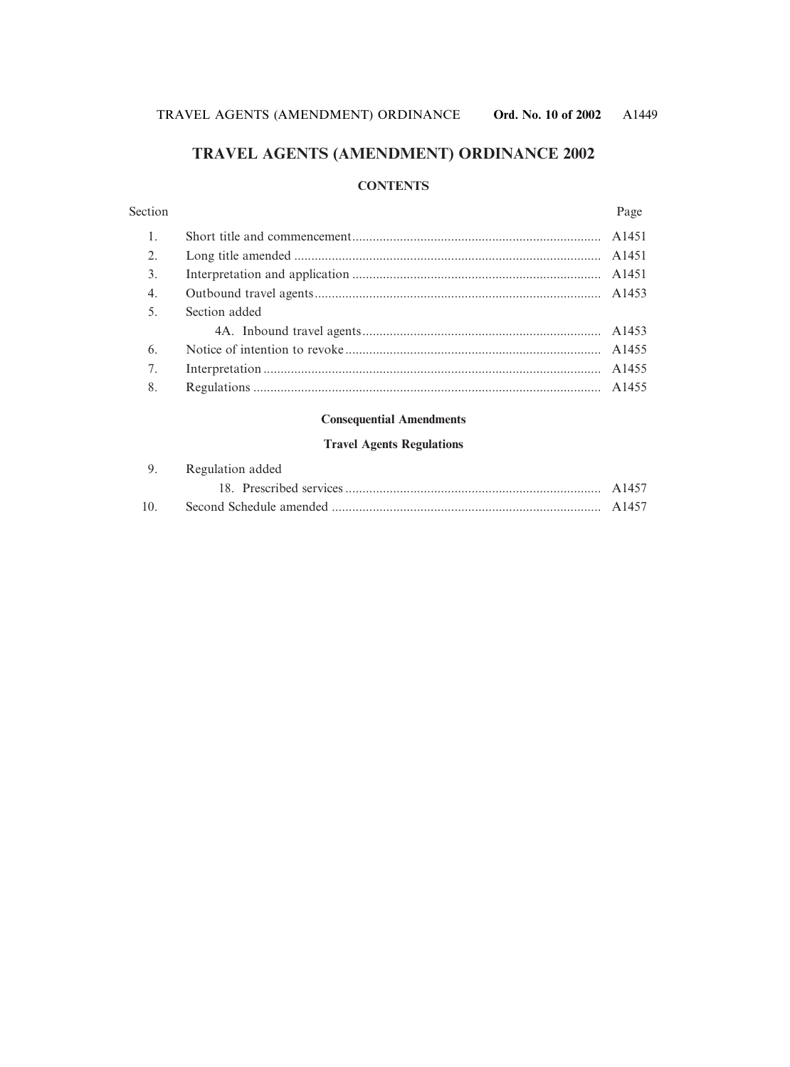# TRAVEL AGENTS (AMENDMENT) ORDINANCE 2002

## CONTENTS

| Section | | Page |
|---|---|---|
| 1. | Short title and commencement | A1451 |
| 2. | Long title amended | A1451 |
| 3. | Interpretation and application | A1451 |
| 4. | Outbound travel agents | A1453 |
| 5. | Section added | |
| | 4A. Inbound travel agents | A1453 |
| 6. | Notice of intention to revoke | A1455 |
| 7. | Interpretation | A1455 |
| 8. | Regulations | A1455 |

### Consequential Amendments

### Travel Agents Regulations

| Section | | Page |
|---|---|---|
| 9. | Regulation added | |
| | 18. Prescribed services | A1457 |
| 10. | Second Schedule amended | A1457 |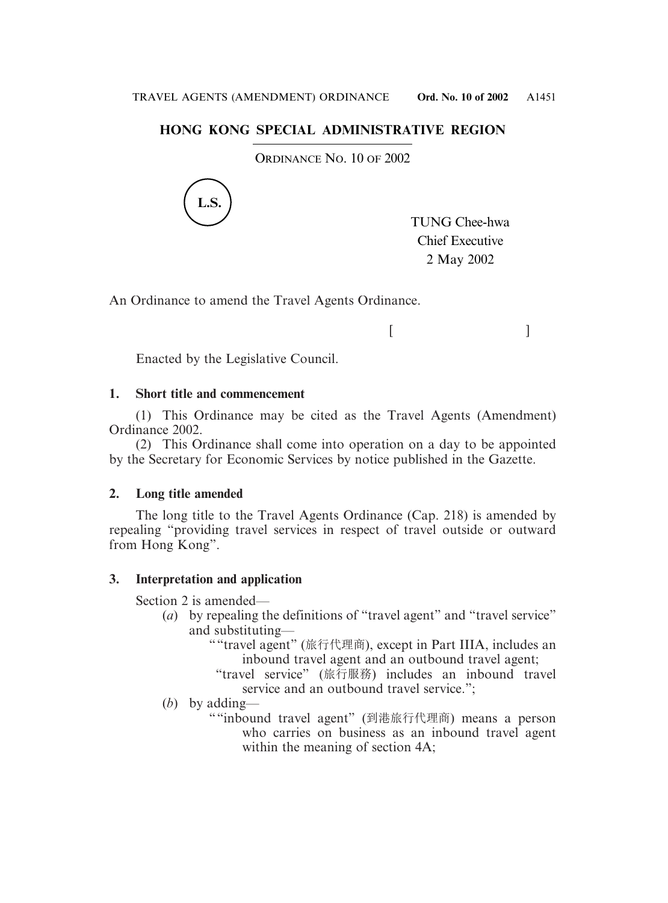## HONG KONG SPECIAL ADMINISTRATIVE REGION

ORDINANCE NO. 10 OF 2002

L.S.

TUNG Chee-hwa
Chief Executive
2 May 2002

An Ordinance to amend the Travel Agents Ordinance.

[ ]

Enacted by the Legislative Council.

### 1. Short title and commencement

(1) This Ordinance may be cited as the Travel Agents (Amendment) Ordinance 2002.

(2) This Ordinance shall come into operation on a day to be appointed by the Secretary for Economic Services by notice published in the Gazette.

### 2. Long title amended

The long title to the Travel Agents Ordinance (Cap. 218) is amended by repealing "providing travel services in respect of travel outside or outward from Hong Kong".

### 3. Interpretation and application

Section 2 is amended—

(*a*) by repealing the definitions of "travel agent" and "travel service" and substituting—

""travel agent" (旅行代理商), except in Part IIIA, includes an inbound travel agent and an outbound travel agent;

"travel service" (旅行服務) includes an inbound travel service and an outbound travel service.";

(*b*) by adding—

""inbound travel agent" (到港旅行代理商) means a person who carries on business as an inbound travel agent within the meaning of section 4A;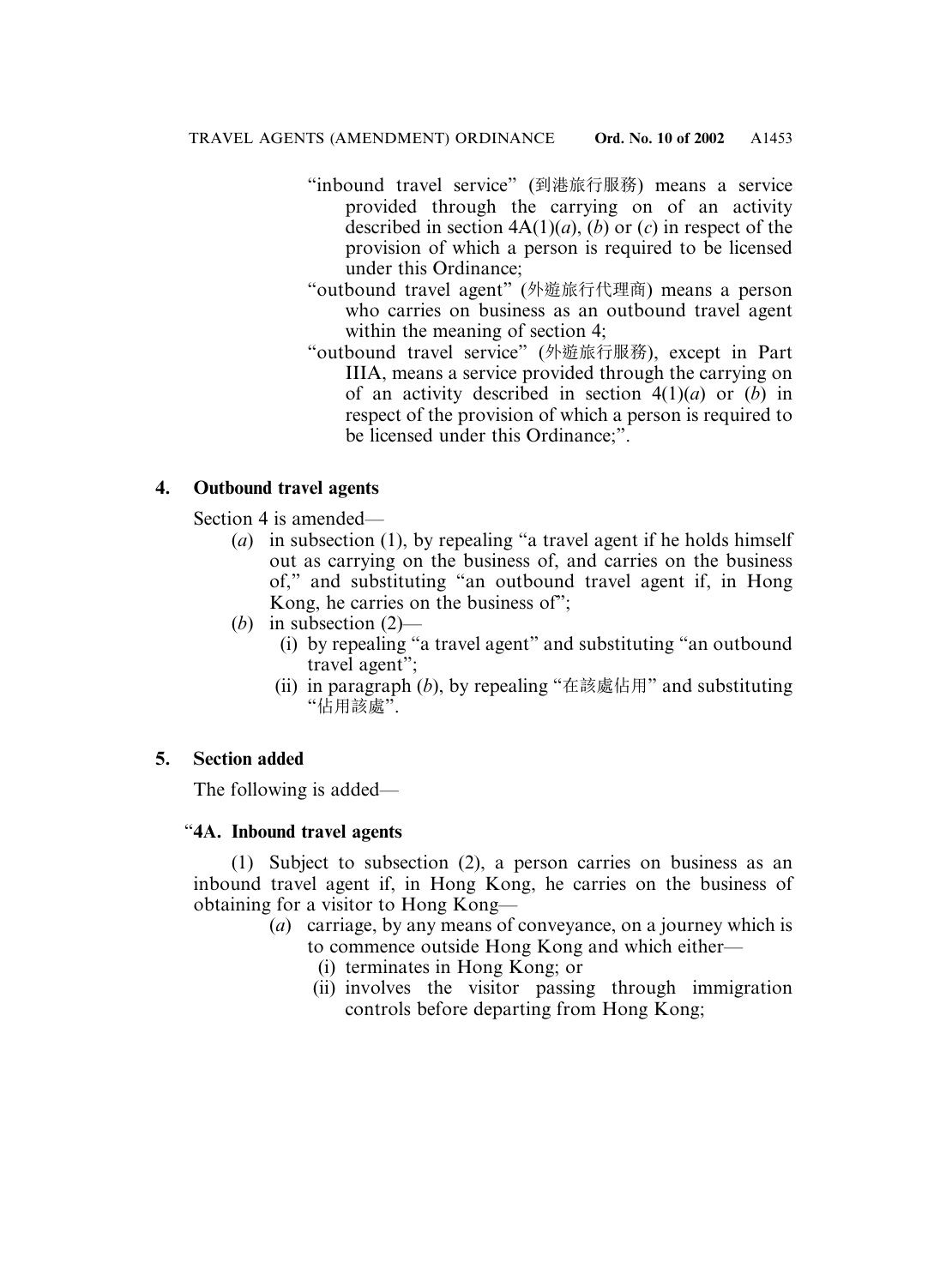"inbound travel service" (到港旅行服務) means a service provided through the carrying on of an activity described in section 4A(1)(*a*), (*b*) or (*c*) in respect of the provision of which a person is required to be licensed under this Ordinance;

"outbound travel agent" (外遊旅行代理商) means a person who carries on business as an outbound travel agent within the meaning of section 4;

"outbound travel service" (外遊旅行服務), except in Part IIIA, means a service provided through the carrying on of an activity described in section 4(1)(*a*) or (*b*) in respect of the provision of which a person is required to be licensed under this Ordinance;".

**4. Outbound travel agents**

Section 4 is amended—

(*a*) in subsection (1), by repealing "a travel agent if he holds himself out as carrying on the business of, and carries on the business of," and substituting "an outbound travel agent if, in Hong Kong, he carries on the business of";

(*b*) in subsection (2)—

(i) by repealing "a travel agent" and substituting "an outbound travel agent";

(ii) in paragraph (*b*), by repealing "在該處佔用" and substituting "佔用該處".

**5. Section added**

The following is added—

"**4A. Inbound travel agents**

(1) Subject to subsection (2), a person carries on business as an inbound travel agent if, in Hong Kong, he carries on the business of obtaining for a visitor to Hong Kong—

(*a*) carriage, by any means of conveyance, on a journey which is to commence outside Hong Kong and which either—

(i) terminates in Hong Kong; or

(ii) involves the visitor passing through immigration controls before departing from Hong Kong;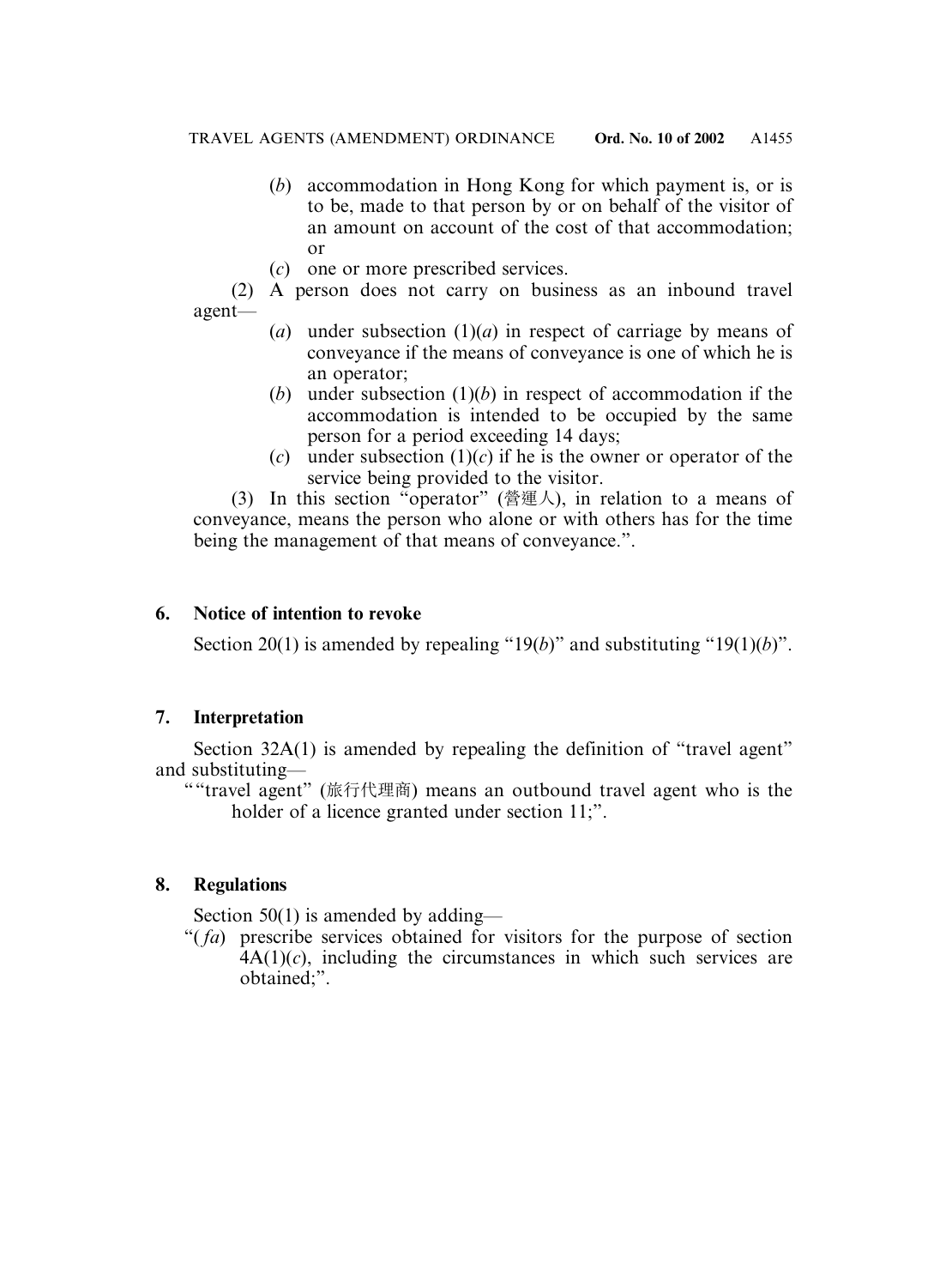(*b*) accommodation in Hong Kong for which payment is, or is to be, made to that person by or on behalf of the visitor of an amount on account of the cost of that accommodation; or

(*c*) one or more prescribed services.

(2) A person does not carry on business as an inbound travel agent—

(*a*) under subsection (1)(*a*) in respect of carriage by means of conveyance if the means of conveyance is one of which he is an operator;

(*b*) under subsection (1)(*b*) in respect of accommodation if the accommodation is intended to be occupied by the same person for a period exceeding 14 days;

(*c*) under subsection (1)(*c*) if he is the owner or operator of the service being provided to the visitor.

(3) In this section "operator" (營運人), in relation to a means of conveyance, means the person who alone or with others has for the time being the management of that means of conveyance.".

### 6. Notice of intention to revoke

Section 20(1) is amended by repealing "19(*b*)" and substituting "19(1)(*b*)".

### 7. Interpretation

Section 32A(1) is amended by repealing the definition of "travel agent" and substituting—

""travel agent" (旅行代理商) means an outbound travel agent who is the holder of a licence granted under section 11;".

### 8. Regulations

Section 50(1) is amended by adding—

"(*fa*) prescribe services obtained for visitors for the purpose of section 4A(1)(*c*), including the circumstances in which such services are obtained;".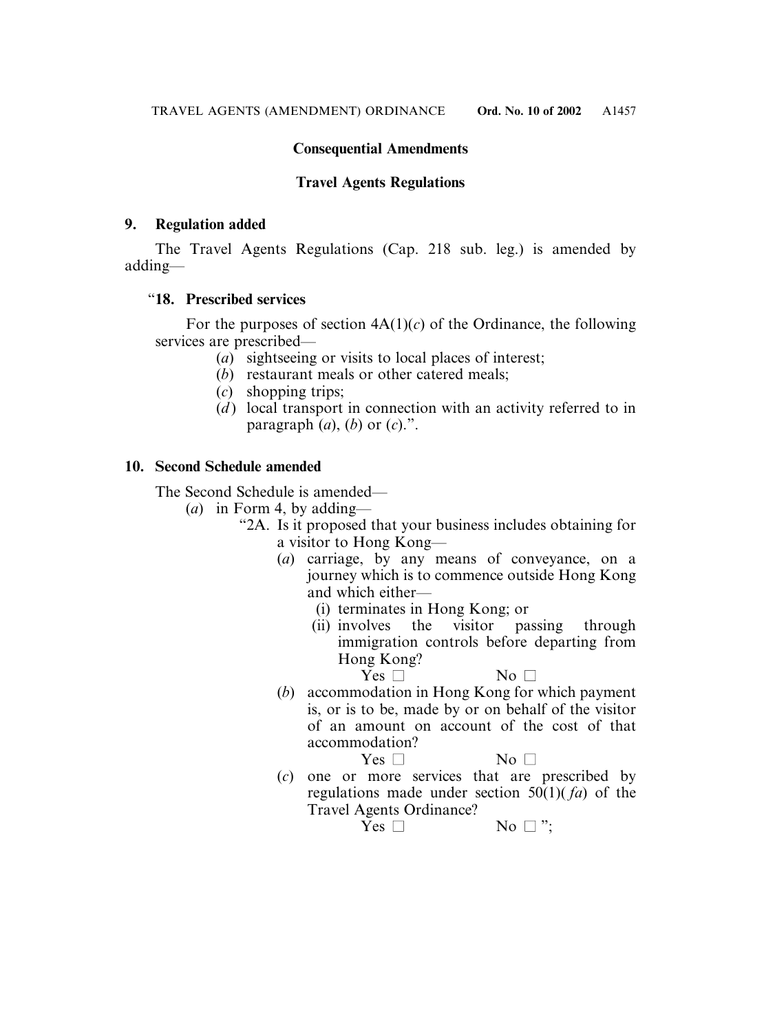**Consequential Amendments**

**Travel Agents Regulations**

**9. Regulation added**

The Travel Agents Regulations (Cap. 218 sub. leg.) is amended by adding—

"**18. Prescribed services**

For the purposes of section 4A(1)(*c*) of the Ordinance, the following services are prescribed—

(*a*) sightseeing or visits to local places of interest;

(*b*) restaurant meals or other catered meals;

(*c*) shopping trips;

(*d*) local transport in connection with an activity referred to in paragraph (*a*), (*b*) or (*c*).".

**10. Second Schedule amended**

The Second Schedule is amended—

(*a*) in Form 4, by adding—

"2A. Is it proposed that your business includes obtaining for a visitor to Hong Kong—

(*a*) carriage, by any means of conveyance, on a journey which is to commence outside Hong Kong and which either—

(i) terminates in Hong Kong; or

(ii) involves the visitor passing through immigration controls before departing from Hong Kong?

Yes ☐ No ☐

(*b*) accommodation in Hong Kong for which payment is, or is to be, made by or on behalf of the visitor of an amount on account of the cost of that accommodation?

Yes ☐ No ☐

(*c*) one or more services that are prescribed by regulations made under section 50(1)(*fa*) of the Travel Agents Ordinance?

Yes ☐ No ☐ ";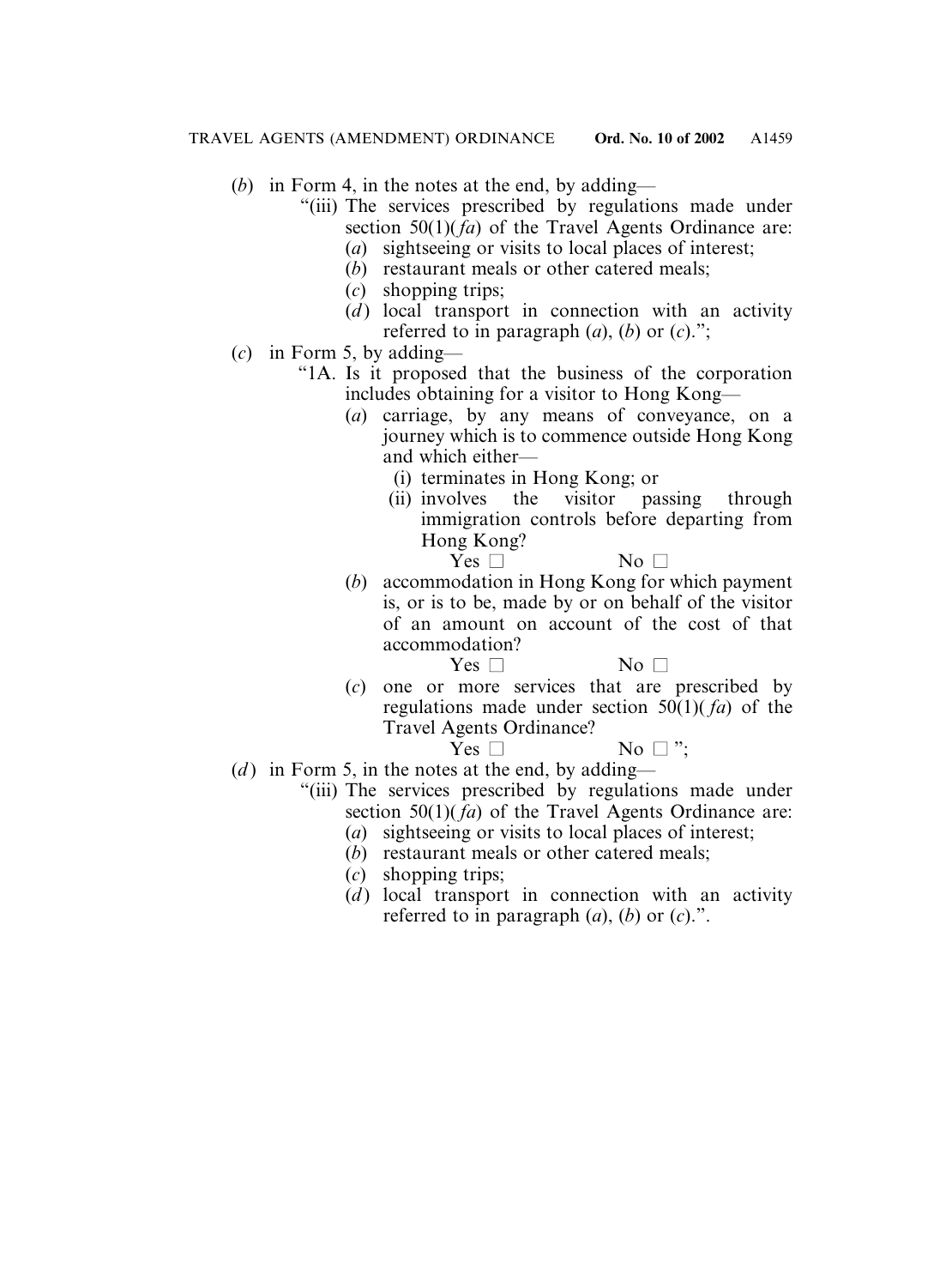(*b*) in Form 4, in the notes at the end, by adding—

"(iii) The services prescribed by regulations made under section 50(1)(*fa*) of the Travel Agents Ordinance are:

(*a*) sightseeing or visits to local places of interest;

(*b*) restaurant meals or other catered meals;

(*c*) shopping trips;

(*d*) local transport in connection with an activity referred to in paragraph (*a*), (*b*) or (*c*).";

(*c*) in Form 5, by adding—

"1A. Is it proposed that the business of the corporation includes obtaining for a visitor to Hong Kong—

(*a*) carriage, by any means of conveyance, on a journey which is to commence outside Hong Kong and which either—

(i) terminates in Hong Kong; or

(ii) involves the visitor passing through immigration controls before departing from Hong Kong?

Yes □ No □

(*b*) accommodation in Hong Kong for which payment is, or is to be, made by or on behalf of the visitor of an amount on account of the cost of that accommodation?

Yes □ No □

(*c*) one or more services that are prescribed by regulations made under section 50(1)(*fa*) of the Travel Agents Ordinance?

Yes □ No □ ";

(*d*) in Form 5, in the notes at the end, by adding—

"(iii) The services prescribed by regulations made under section 50(1)(*fa*) of the Travel Agents Ordinance are:

(*a*) sightseeing or visits to local places of interest;

(*b*) restaurant meals or other catered meals;

(*c*) shopping trips;

(*d*) local transport in connection with an activity referred to in paragraph (*a*), (*b*) or (*c*).".